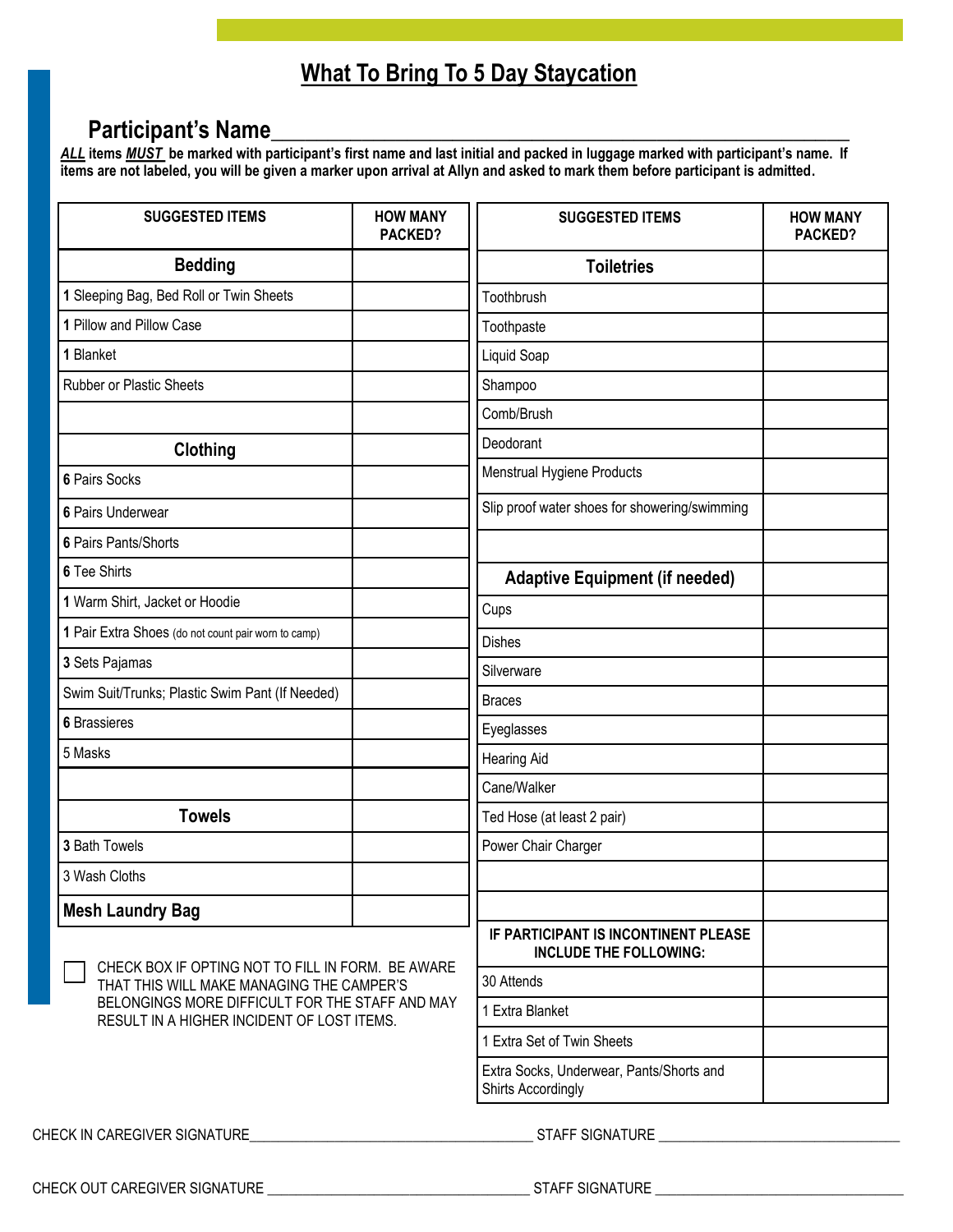# What To Bring To 5 Day Staycation

## Participant's Name____________________________________________

***ALL*** **items** ***MUST*** **be marked with participant's first name and last initial and packed in luggage marked with participant's name. If items are not labeled, you will be given a marker upon arrival at Allyn and asked to mark them before participant is admitted.**

| SUGGESTED ITEMS | HOW MANY PACKED? |
|---|---|
| **Bedding** | |
| **1** Sleeping Bag, Bed Roll or Twin Sheets | |
| **1** Pillow and Pillow Case | |
| **1** Blanket | |
| Rubber or Plastic Sheets | |
| | |
| **Clothing** | |
| **6** Pairs Socks | |
| **6** Pairs Underwear | |
| **6** Pairs Pants/Shorts | |
| **6** Tee Shirts | |
| **1** Warm Shirt, Jacket or Hoodie | |
| **1** Pair Extra Shoes (do not count pair worn to camp) | |
| **3** Sets Pajamas | |
| Swim Suit/Trunks; Plastic Swim Pant (If Needed) | |
| **6** Brassieres | |
| 5 Masks | |
| | |
| **Towels** | |
| **3** Bath Towels | |
| 3 Wash Cloths | |
| **Mesh Laundry Bag** | |

☐ CHECK BOX IF OPTING NOT TO FILL IN FORM. BE AWARE THAT THIS WILL MAKE MANAGING THE CAMPER'S BELONGINGS MORE DIFFICULT FOR THE STAFF AND MAY RESULT IN A HIGHER INCIDENT OF LOST ITEMS.

| SUGGESTED ITEMS | HOW MANY PACKED? |
|---|---|
| **Toiletries** | |
| Toothbrush | |
| Toothpaste | |
| Liquid Soap | |
| Shampoo | |
| Comb/Brush | |
| Deodorant | |
| Menstrual Hygiene Products | |
| Slip proof water shoes for showering/swimming | |
| | |
| **Adaptive Equipment (if needed)** | |
| Cups | |
| Dishes | |
| Silverware | |
| Braces | |
| Eyeglasses | |
| Hearing Aid | |
| Cane/Walker | |
| Ted Hose (at least 2 pair) | |
| Power Chair Charger | |
| | |
| | |
| **IF PARTICIPANT IS INCONTINENT PLEASE INCLUDE THE FOLLOWING:** | |
| 30 Attends | |
| 1 Extra Blanket | |
| 1 Extra Set of Twin Sheets | |
| Extra Socks, Underwear, Pants/Shorts and Shirts Accordingly | |

CHECK IN CAREGIVER SIGNATURE______________________________ STAFF SIGNATURE ______________________________

CHECK OUT CAREGIVER SIGNATURE ______________________________ STAFF SIGNATURE ______________________________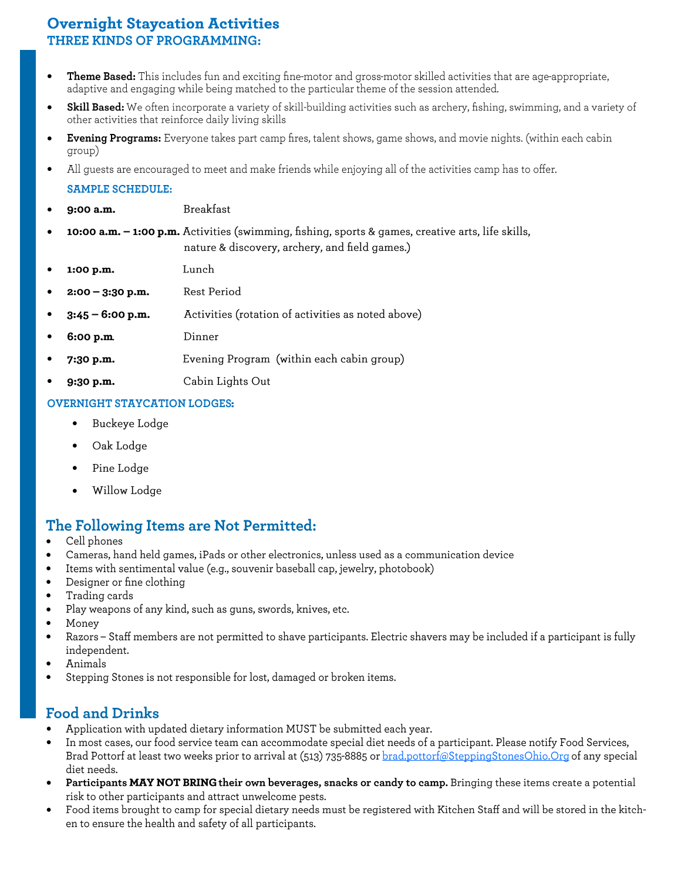# Overnight Staycation Activities

## THREE KINDS OF PROGRAMMING:

- **Theme Based:** This includes fun and exciting fine-motor and gross-motor skilled activities that are age-appropriate, adaptive and engaging while being matched to the particular theme of the session attended.
- **Skill Based:** We often incorporate a variety of skill-building activities such as archery, fishing, swimming, and a variety of other activities that reinforce daily living skills
- **Evening Programs:** Everyone takes part camp fires, talent shows, game shows, and movie nights. (within each cabin group)
- All guests are encouraged to meet and make friends while enjoying all of the activities camp has to offer.

### SAMPLE SCHEDULE:

- **9:00 a.m.** Breakfast
- **10:00 a.m. – 1:00 p.m.** Activities (swimming, fishing, sports & games, creative arts, life skills, nature & discovery, archery, and field games.)
- **1:00 p.m.** Lunch
- **2:00 – 3:30 p.m.** Rest Period
- **3:45 – 6:00 p.m.** Activities (rotation of activities as noted above)
- **6:00 p.m** Dinner
- **7:30 p.m.** Evening Program (within each cabin group)
- **9:30 p.m.** Cabin Lights Out

### OVERNIGHT STAYCATION LODGES:

- Buckeye Lodge
- Oak Lodge
- Pine Lodge
- Willow Lodge

## The Following Items are Not Permitted:

- Cell phones
- Cameras, hand held games, iPads or other electronics, unless used as a communication device
- Items with sentimental value (e.g., souvenir baseball cap, jewelry, photobook)
- Designer or fine clothing
- Trading cards
- Play weapons of any kind, such as guns, swords, knives, etc.
- Money
- Razors – Staff members are not permitted to shave participants. Electric shavers may be included if a participant is fully independent.
- Animals
- Stepping Stones is not responsible for lost, damaged or broken items.

## Food and Drinks

- Application with updated dietary information MUST be submitted each year.
- In most cases, our food service team can accommodate special diet needs of a participant. Please notify Food Services, Brad Pottorf at least two weeks prior to arrival at (513) 735-8885 or brad.pottorf@SteppingStonesOhio.Org of any special diet needs.
- **Participants MAY NOT BRING their own beverages, snacks or candy to camp.** Bringing these items create a potential risk to other participants and attract unwelcome pests.
- Food items brought to camp for special dietary needs must be registered with Kitchen Staff and will be stored in the kitchen to ensure the health and safety of all participants.